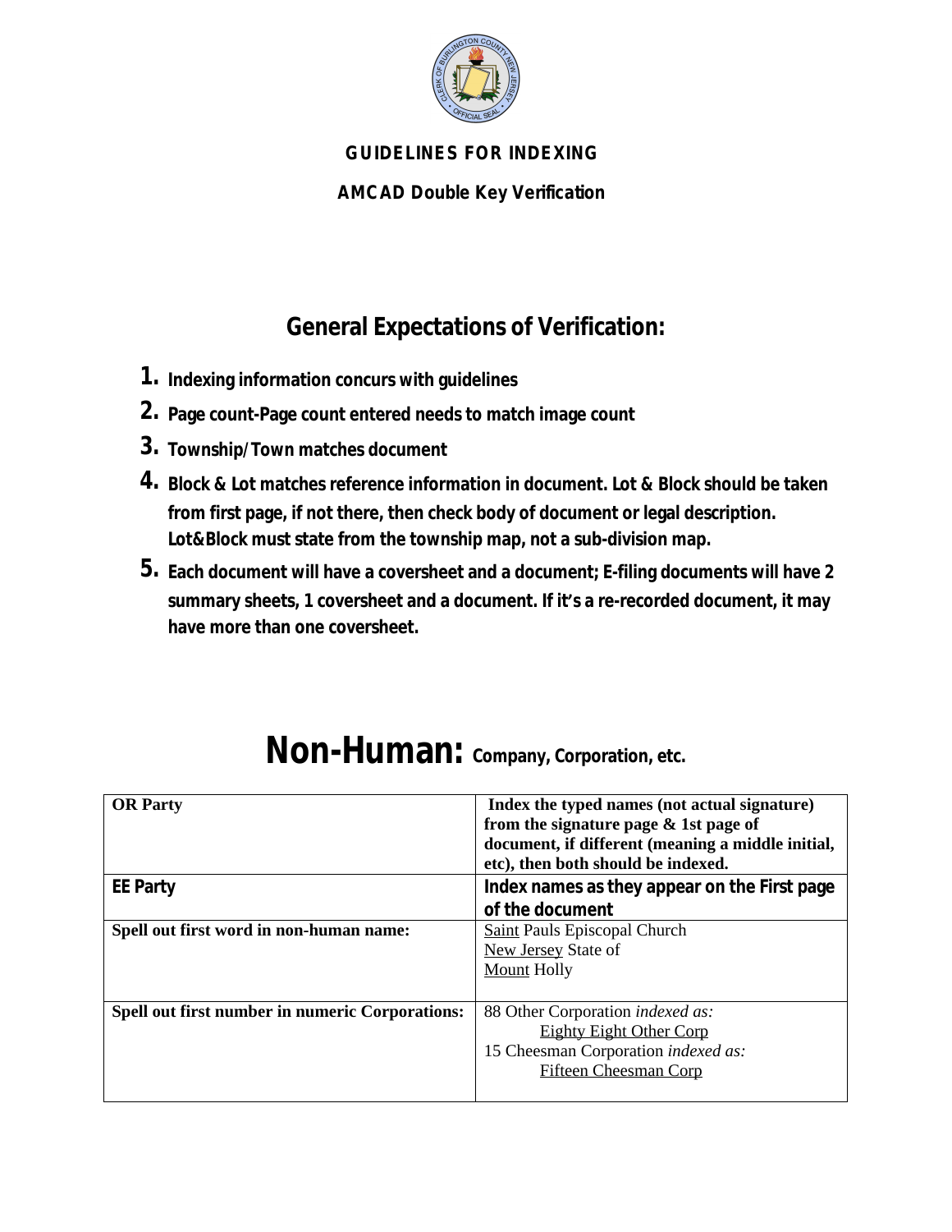**GUIDELINES FOR INDEXING**

**AMCAD Double Key Verification**

## General Expectations of Verification:

1. **Indexing information concurs with guidelines**
2. **Page count-Page count entered needs to match image count**
3. **Township/Town matches document**
4. **Block & Lot matches reference information in document. Lot & Block should be taken from first page, if not there, then check body of document or legal description. Lot&Block must state from the township map, not a sub-division map.**
5. **Each document will have a coversheet and a document; E-filing documents will have 2 summary sheets, 1 coversheet and a document. If it's a re-recorded document, it may have more than one coversheet.**

# Non-Human: Company, Corporation, etc.

| **OR Party** | **Index the typed names (not actual signature) from the signature page & 1st page of document, if different (meaning a middle initial, etc), then both should be indexed.** |
|---|---|
| **EE Party** | **Index names as they appear on the First page of the document** |
| **Spell out first word in non-human name:** | <u>Saint</u> Pauls Episcopal Church<br><u>New Jersey</u> State of<br><u>Mount</u> Holly |
| **Spell out first number in numeric Corporations:** | 88 Other Corporation *indexed as:*<br><u>Eighty Eight Other Corp</u><br>15 Cheesman Corporation *indexed as:*<br><u>Fifteen Cheesman Corp</u> |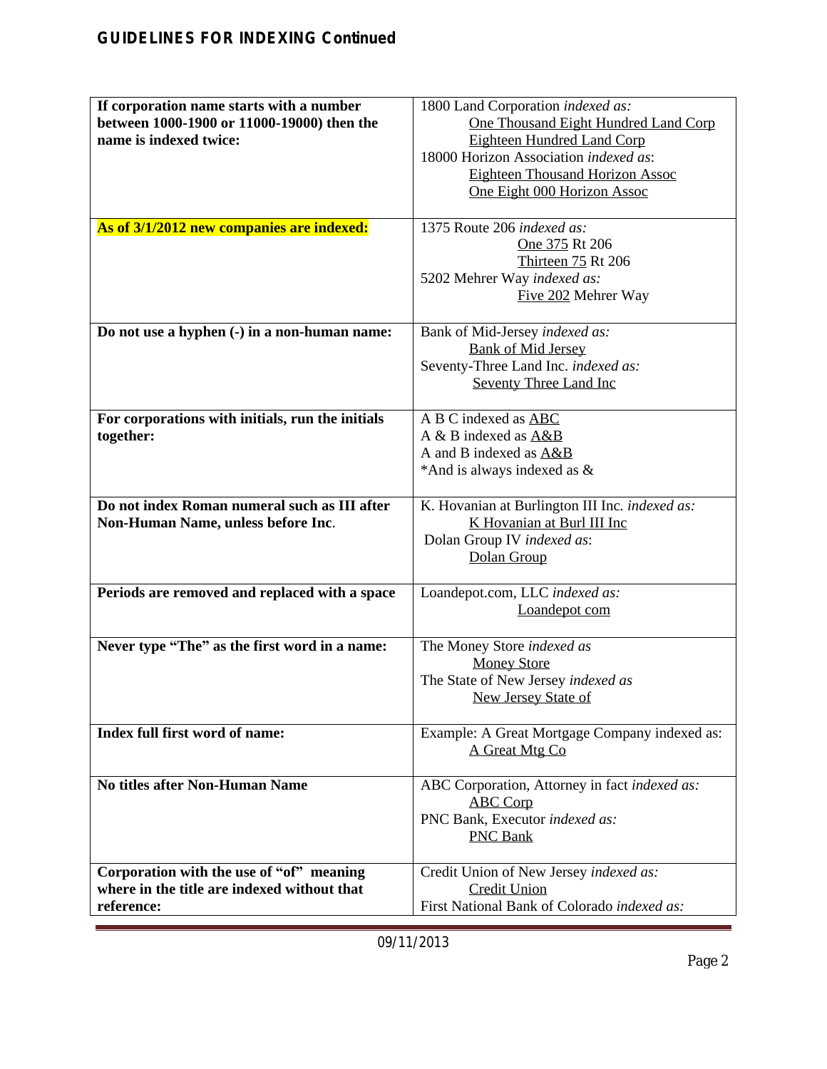## GUIDELINES FOR INDEXING Continued

| Rule | Example |
|---|---|
| **If corporation name starts with a number between 1000-1900 or 11000-19000) then the name is indexed twice:** | 1800 Land Corporation *indexed as:*<br>One Thousand Eight Hundred Land Corp<br>Eighteen Hundred Land Corp<br>18000 Horizon Association *indexed as*:<br>Eighteen Thousand Horizon Assoc<br>One Eight 000 Horizon Assoc |
| **As of 3/1/2012 new companies are indexed:** | 1375 Route 206 *indexed as:*<br>One 375 Rt 206<br>Thirteen 75 Rt 206<br>5202 Mehrer Way *indexed as:*<br>Five 202 Mehrer Way |
| **Do not use a hyphen (-) in a non-human name:** | Bank of Mid-Jersey *indexed as:*<br>Bank of Mid Jersey<br>Seventy-Three Land Inc. *indexed as:*<br>Seventy Three Land Inc |
| **For corporations with initials, run the initials together:** | A B C indexed as ABC<br>A & B indexed as A&B<br>A and B indexed as A&B<br>*And is always indexed as & |
| **Do not index Roman numeral such as III after Non-Human Name, unless before Inc.** | K. Hovanian at Burlington III Inc. *indexed as:*<br>K Hovanian at Burl III Inc<br>Dolan Group IV *indexed as*:<br>Dolan Group |
| **Periods are removed and replaced with a space** | Loandepot.com, LLC *indexed as:*<br>Loandepot com |
| **Never type "The" as the first word in a name:** | The Money Store *indexed as*<br>Money Store<br>The State of New Jersey *indexed as*<br>New Jersey State of |
| **Index full first word of name:** | Example: A Great Mortgage Company indexed as:<br>A Great Mtg Co |
| **No titles after Non-Human Name** | ABC Corporation, Attorney in fact *indexed as:*<br>ABC Corp<br>PNC Bank, Executor *indexed as:*<br>PNC Bank |
| **Corporation with the use of "of" meaning where in the title are indexed without that reference:** | Credit Union of New Jersey *indexed as:*<br>Credit Union<br>First National Bank of Colorado *indexed as:* |

09/11/2013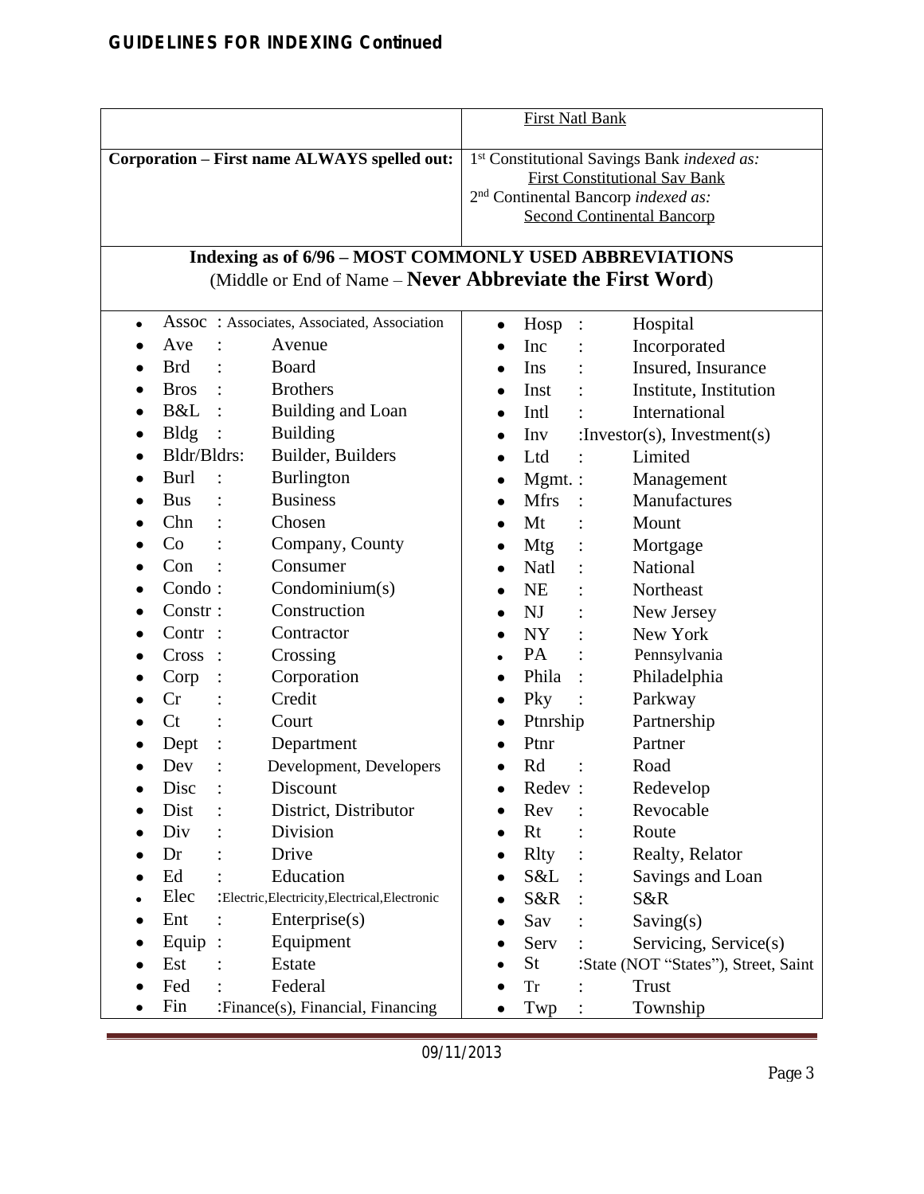## GUIDELINES FOR INDEXING Continued

| | |
|---|---|
| | First Natl Bank |
| **Corporation – First name ALWAYS spelled out:** | 1st Constitutional Savings Bank *indexed as:* First Constitutional Sav Bank<br>2nd Continental Bancorp *indexed as:* Second Continental Bancorp |

### Indexing as of 6/96 – MOST COMMONLY USED ABBREVIATIONS

(Middle or End of Name – **Never Abbreviate the First Word**)

- Assoc : Associates, Associated, Association
- Ave : Avenue
- Brd : Board
- Bros : Brothers
- B&L : Building and Loan
- Bldg : Building
- Bldr/Bldrs: Builder, Builders
- Burl : Burlington
- Bus : Business
- Chn : Chosen
- Co : Company, County
- Con : Consumer
- Condo : Condominium(s)
- Constr : Construction
- Contr : Contractor
- Cross : Crossing
- Corp : Corporation
- Cr : Credit
- Ct : Court
- Dept : Department
- Dev : Development, Developers
- Disc : Discount
- Dist : District, Distributor
- Div : Division
- Dr : Drive
- Ed : Education
- Elec :Electric,Electricity,Electrical,Electronic
- Ent : Enterprise(s)
- Equip : Equipment
- Est : Estate
- Fed : Federal
- Fin :Finance(s), Financial, Financing
- Hosp : Hospital
- Inc : Incorporated
- Ins : Insured, Insurance
- Inst : Institute, Institution
- Intl : International
- Inv :Investor(s), Investment(s)
- Ltd : Limited
- Mgmt. : Management
- Mfrs : Manufactures
- Mt : Mount
- Mtg : Mortgage
- Natl : National
- NE : Northeast
- NJ : New Jersey
- NY : New York
- PA : Pennsylvania
- Phila : Philadelphia
- Pky : Parkway
- Ptnrship Partnership
- Ptnr Partner
- Rd : Road
- Redev : Redevelop
- Rev : Revocable
- Rt : Route
- Rlty : Realty, Relator
- S&L : Savings and Loan
- S&R : S&R
- Sav : Saving(s)
- Serv : Servicing, Service(s)
- St :State (NOT "States"), Street, Saint
- Tr : Trust
- Twp : Township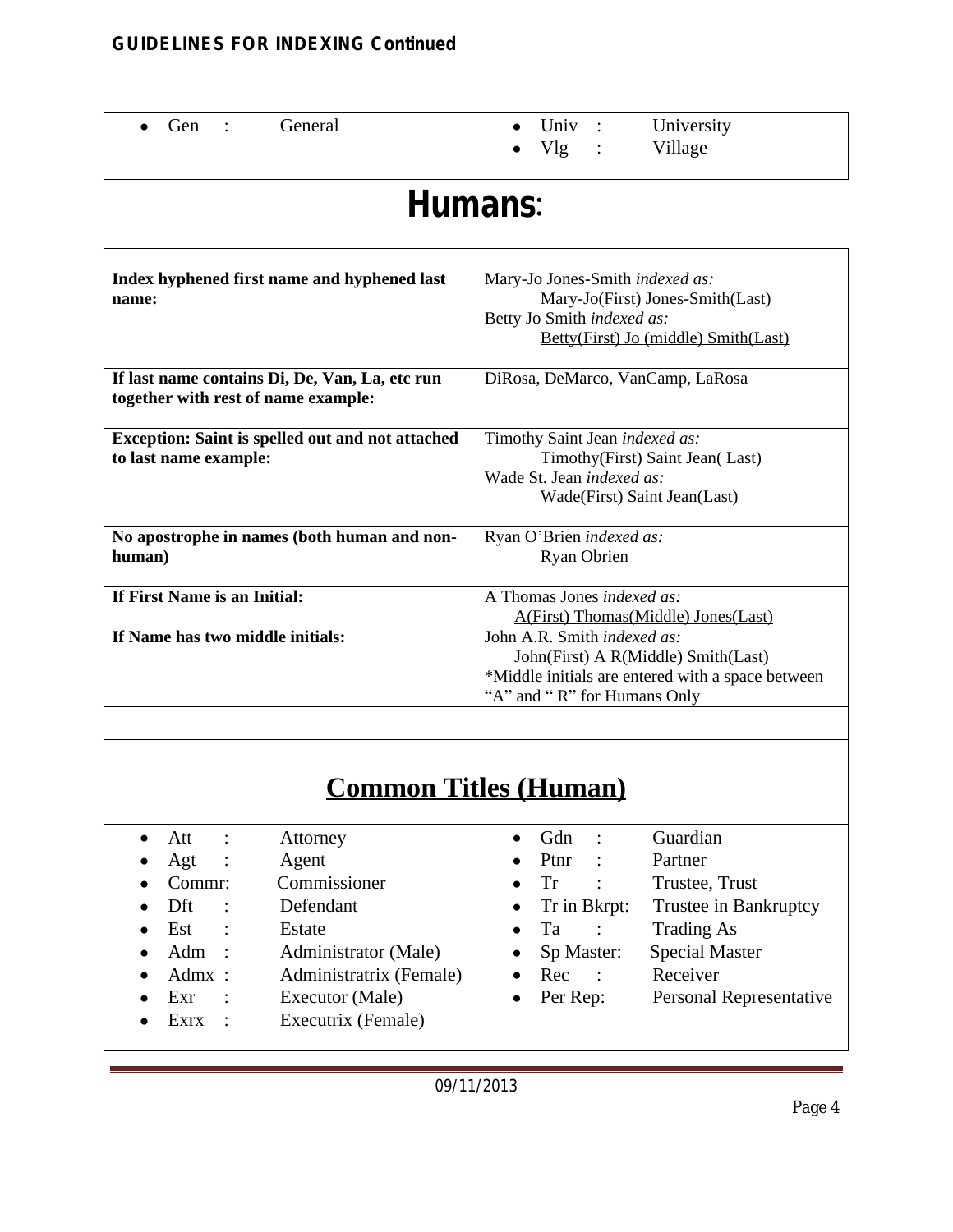| | |
|---|---|
| • Gen : General | • Univ : University<br>• Vlg : Village |

# Humans:

| | |
|---|---|
| **Index hyphened first name and hyphened last name:** | Mary-Jo Jones-Smith *indexed as:*<br>Mary-Jo(First) Jones-Smith(Last)<br>Betty Jo Smith *indexed as:*<br>Betty(First) Jo (middle) Smith(Last) |
| **If last name contains Di, De, Van, La, etc run together with rest of name example:** | DiRosa, DeMarco, VanCamp, LaRosa |
| **Exception: Saint is spelled out and not attached to last name example:** | Timothy Saint Jean *indexed as:*<br>Timothy(First) Saint Jean( Last)<br>Wade St. Jean *indexed as:*<br>Wade(First) Saint Jean(Last) |
| **No apostrophe in names (both human and non-human)** | Ryan O'Brien *indexed as:*<br>Ryan Obrien |
| **If First Name is an Initial:** | A Thomas Jones *indexed as:*<br>A(First) Thomas(Middle) Jones(Last) |
| **If Name has two middle initials:** | John A.R. Smith *indexed as:*<br>John(First) A R(Middle) Smith(Last)<br>*Middle initials are entered with a space between "A" and " R" for Humans Only |

## Common Titles (Human)

| | |
|---|---|
| • Att : Attorney<br>• Agt : Agent<br>• Commr: Commissioner<br>• Dft : Defendant<br>• Est : Estate<br>• Adm : Administrator (Male)<br>• Admx : Administratrix (Female)<br>• Exr : Executor (Male)<br>• Exrx : Executrix (Female) | • Gdn : Guardian<br>• Ptnr : Partner<br>• Tr : Trustee, Trust<br>• Tr in Bkrpt: Trustee in Bankruptcy<br>• Ta : Trading As<br>• Sp Master: Special Master<br>• Rec : Receiver<br>• Per Rep: Personal Representative |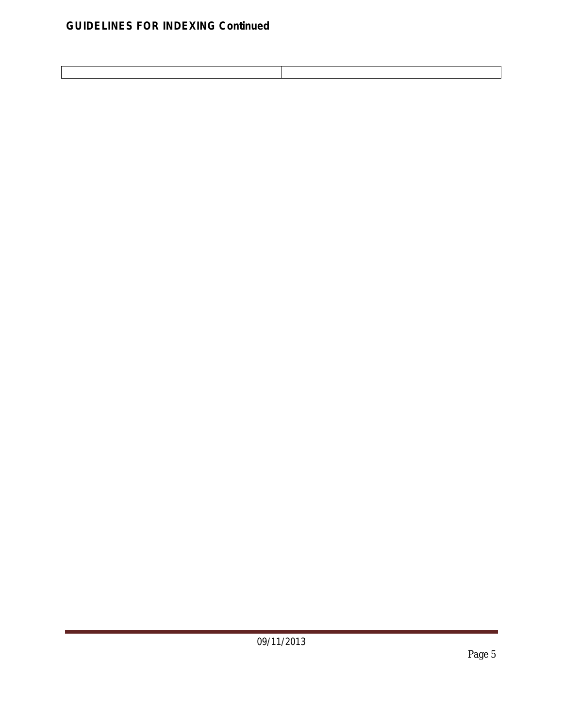**GUIDELINES FOR INDEXING Continued**

| | |
|---|---|
| | |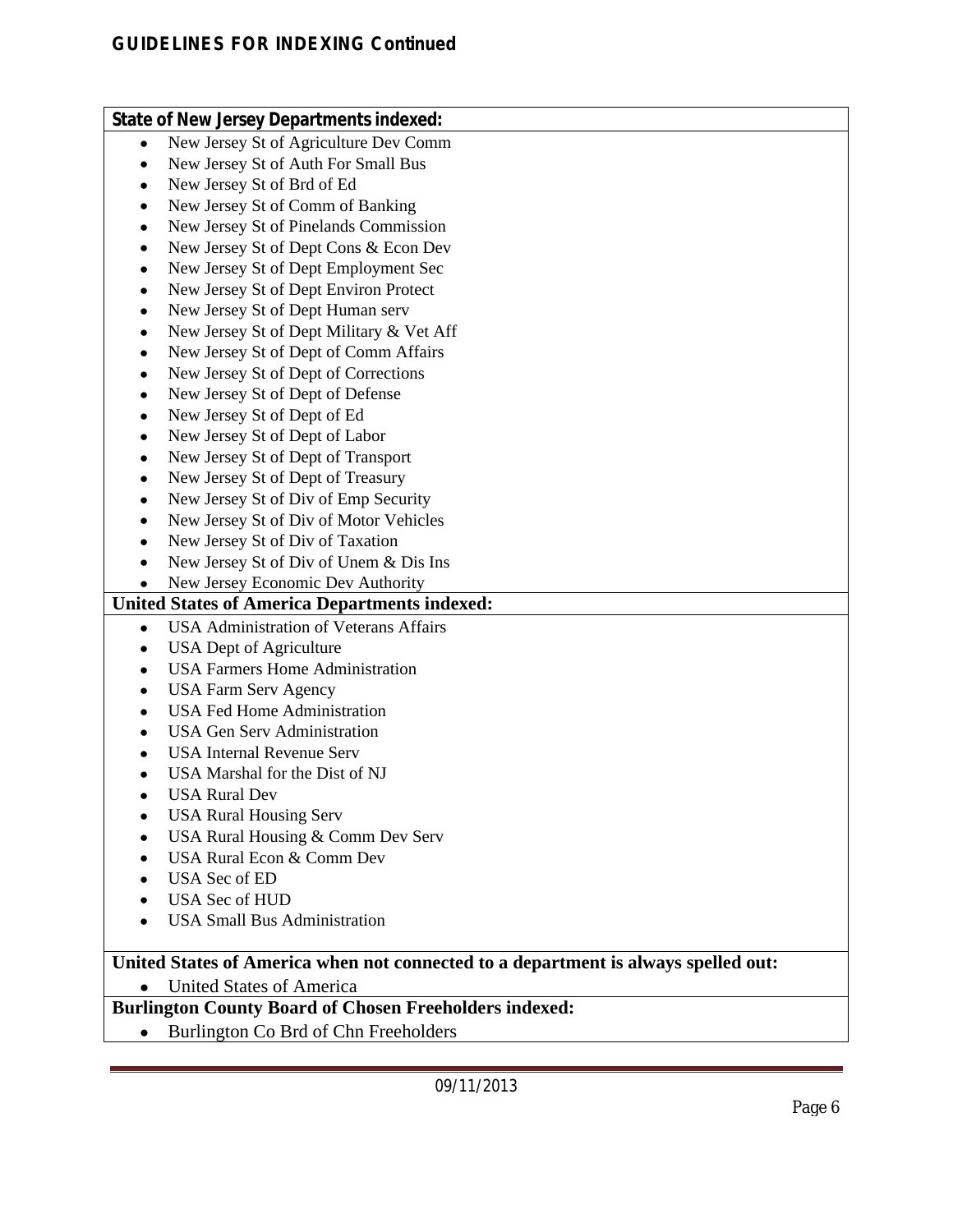## GUIDELINES FOR INDEXING Continued

**State of New Jersey Departments indexed:**

- New Jersey St of Agriculture Dev Comm
- New Jersey St of Auth For Small Bus
- New Jersey St of Brd of Ed
- New Jersey St of Comm of Banking
- New Jersey St of Pinelands Commission
- New Jersey St of Dept Cons & Econ Dev
- New Jersey St of Dept Employment Sec
- New Jersey St of Dept Environ Protect
- New Jersey St of Dept Human serv
- New Jersey St of Dept Military & Vet Aff
- New Jersey St of Dept of Comm Affairs
- New Jersey St of Dept of Corrections
- New Jersey St of Dept of Defense
- New Jersey St of Dept of Ed
- New Jersey St of Dept of Labor
- New Jersey St of Dept of Transport
- New Jersey St of Dept of Treasury
- New Jersey St of Div of Emp Security
- New Jersey St of Div of Motor Vehicles
- New Jersey St of Div of Taxation
- New Jersey St of Div of Unem & Dis Ins
- New Jersey Economic Dev Authority

**United States of America Departments indexed:**

- USA Administration of Veterans Affairs
- USA Dept of Agriculture
- USA Farmers Home Administration
- USA Farm Serv Agency
- USA Fed Home Administration
- USA Gen Serv Administration
- USA Internal Revenue Serv
- USA Marshal for the Dist of NJ
- USA Rural Dev
- USA Rural Housing Serv
- USA Rural Housing & Comm Dev Serv
- USA Rural Econ & Comm Dev
- USA Sec of ED
- USA Sec of HUD
- USA Small Bus Administration

**United States of America when not connected to a department is always spelled out:**

- United States of America

**Burlington County Board of Chosen Freeholders indexed:**

- Burlington Co Brd of Chn Freeholders

09/11/2013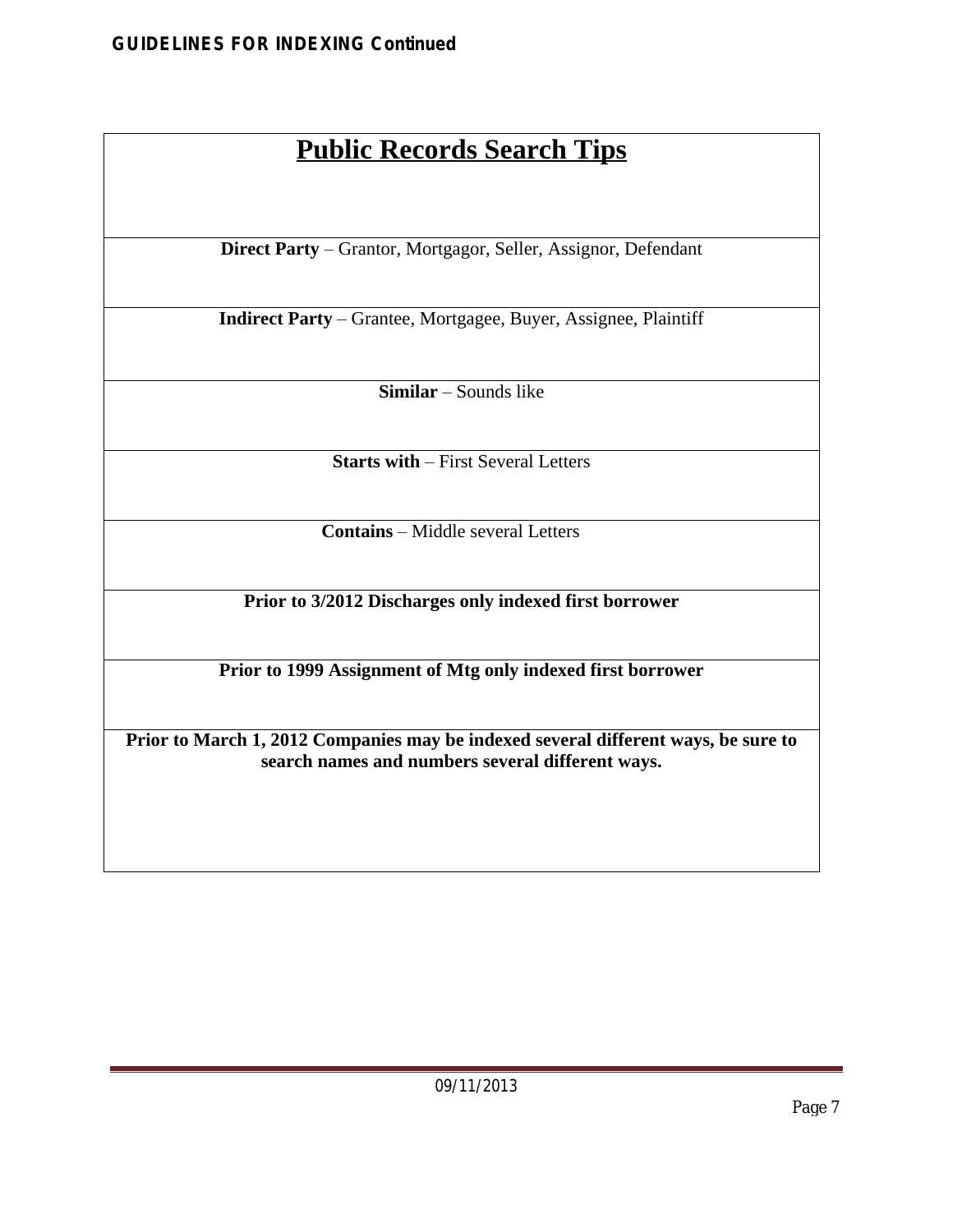## Public Records Search Tips

**Direct Party** – Grantor, Mortgagor, Seller, Assignor, Defendant

**Indirect Party** – Grantee, Mortgagee, Buyer, Assignee, Plaintiff

**Similar** – Sounds like

**Starts with** – First Several Letters

**Contains** – Middle several Letters

**Prior to 3/2012 Discharges only indexed first borrower**

**Prior to 1999 Assignment of Mtg only indexed first borrower**

**Prior to March 1, 2012 Companies may be indexed several different ways, be sure to search names and numbers several different ways.**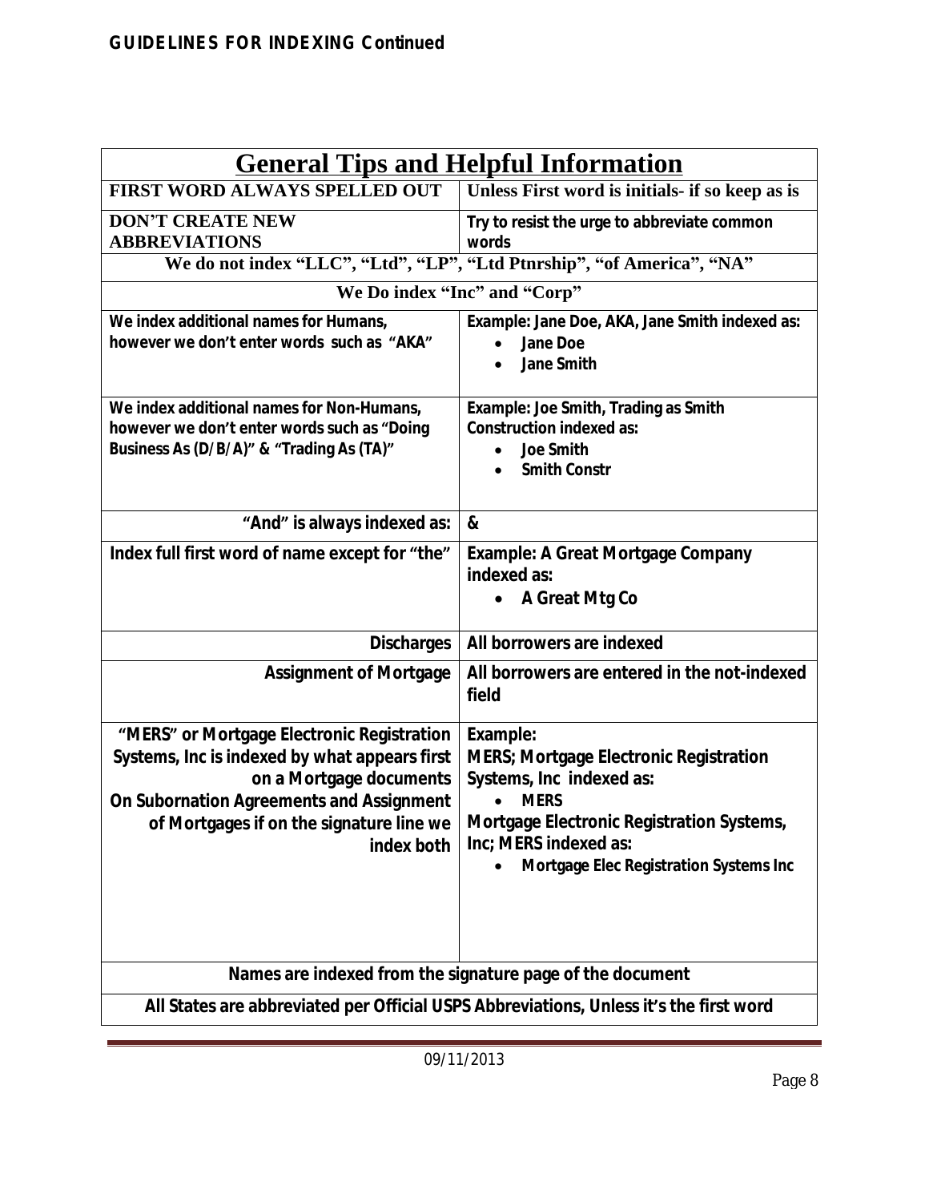**GUIDELINES FOR INDEXING Continued**

| General Tips and Helpful Information | |
|---|---|
| **FIRST WORD ALWAYS SPELLED OUT** | **Unless First word is initials- if so keep as is** |
| **DON'T CREATE NEW ABBREVIATIONS** | **Try to resist the urge to abbreviate common words** |
| **We do not index "LLC", "Ltd", "LP", "Ltd Ptnrship", "of America", "NA"** | |
| **We Do index "Inc" and "Corp"** | |
| **We index additional names for Humans, however we don't enter words such as "AKA"** | **Example: Jane Doe, AKA, Jane Smith indexed as:**<br>• **Jane Doe**<br>• **Jane Smith** |
| **We index additional names for Non-Humans, however we don't enter words such as "Doing Business As (D/B/A)" & "Trading As (TA)"** | **Example: Joe Smith, Trading as Smith Construction indexed as:**<br>• **Joe Smith**<br>• **Smith Constr** |
| **"And" is always indexed as:** | **&** |
| **Index full first word of name except for "the"** | **Example: A Great Mortgage Company indexed as:**<br>• **A Great Mtg Co** |
| **Discharges** | **All borrowers are indexed** |
| **Assignment of Mortgage** | **All borrowers are entered in the not-indexed field** |
| **"MERS" or Mortgage Electronic Registration Systems, Inc is indexed by what appears first on a Mortgage documents**<br>**On Subornation Agreements and Assignment of Mortgages if on the signature line we index both** | **Example:**<br>**MERS; Mortgage Electronic Registration Systems, Inc indexed as:**<br>• **MERS**<br>**Mortgage Electronic Registration Systems, Inc; MERS indexed as:**<br>• **Mortgage Elec Registration Systems Inc** |
| **Names are indexed from the signature page of the document** | |
| **All States are abbreviated per Official USPS Abbreviations, Unless it's the first word** | |

09/11/2013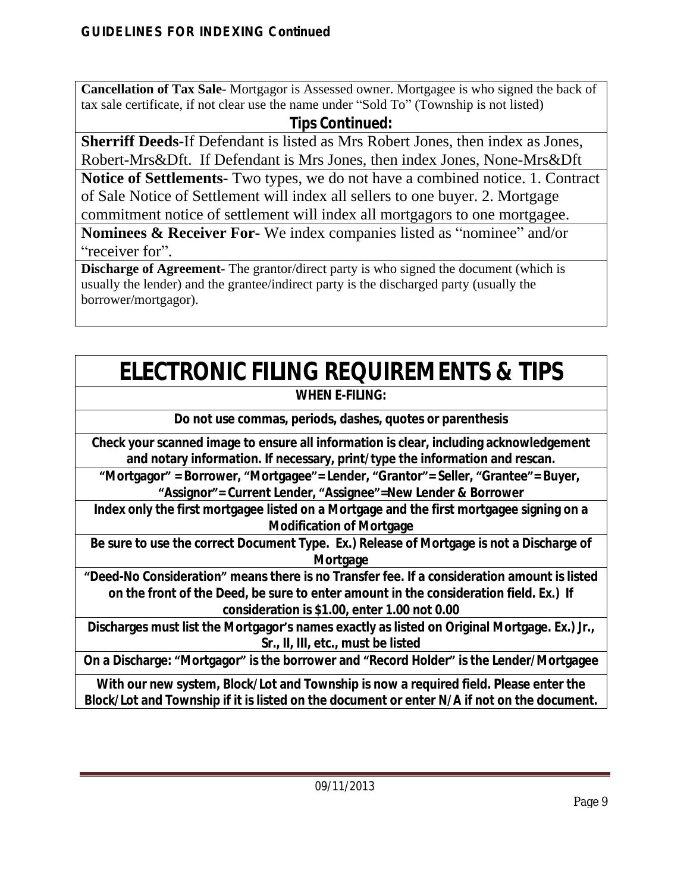**GUIDELINES FOR INDEXING Continued**

**Cancellation of Tax Sale-** Mortgagor is Assessed owner. Mortgagee is who signed the back of tax sale certificate, if not clear use the name under "Sold To" (Township is not listed)

**Tips Continued:**

**Sherriff Deeds-**If Defendant is listed as Mrs Robert Jones, then index as Jones, Robert-Mrs&Dft. If Defendant is Mrs Jones, then index Jones, None-Mrs&Dft

**Notice of Settlements-** Two types, we do not have a combined notice. 1. Contract of Sale Notice of Settlement will index all sellers to one buyer. 2. Mortgage commitment notice of settlement will index all mortgagors to one mortgagee.

**Nominees & Receiver For-** We index companies listed as "nominee" and/or "receiver for".

**Discharge of Agreement-** The grantor/direct party is who signed the document (which is usually the lender) and the grantee/indirect party is the discharged party (usually the borrower/mortgagor).

# ELECTRONIC FILING REQUIREMENTS & TIPS

**WHEN E-FILING:**

**Do not use commas, periods, dashes, quotes or parenthesis**

**Check your scanned image to ensure all information is clear, including acknowledgement and notary information. If necessary, print/type the information and rescan.**

**"Mortgagor" = Borrower, "Mortgagee"= Lender, "Grantor"= Seller, "Grantee"= Buyer, "Assignor"= Current Lender, "Assignee"=New Lender & Borrower**

**Index only the first mortgagee listed on a Mortgage and the first mortgagee signing on a Modification of Mortgage**

**Be sure to use the correct Document Type. Ex.) Release of Mortgage is not a Discharge of Mortgage**

**"Deed-No Consideration" means there is no Transfer fee. If a consideration amount is listed on the front of the Deed, be sure to enter amount in the consideration field. Ex.) If consideration is $1.00, enter 1.00 not 0.00**

**Discharges must list the Mortgagor's names exactly as listed on Original Mortgage. Ex.) Jr., Sr., II, III, etc., must be listed**

**On a Discharge: "Mortgagor" is the borrower and "Record Holder" is the Lender/Mortgagee**

**With our new system, Block/Lot and Township is now a required field. Please enter the Block/Lot and Township if it is listed on the document or enter N/A if not on the document.**

09/11/2013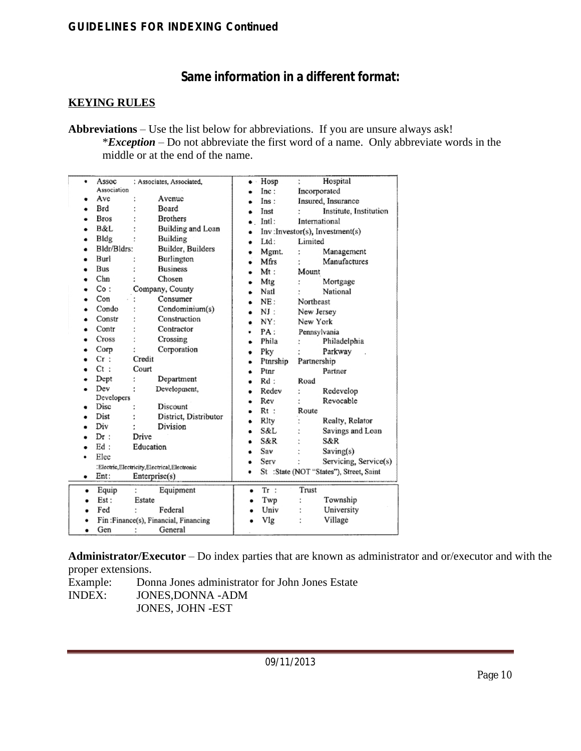**GUIDELINES FOR INDEXING Continued**

## Same information in a different format:

**KEYING RULES**

**Abbreviations** – Use the list below for abbreviations. If you are unsure always ask!
*\*Exception* – Do not abbreviate the first word of a name. Only abbreviate words in the middle or at the end of the name.

- Assoc : Associates, Associated, Association
- Ave : Avenue
- Brd : Board
- Bros : Brothers
- B&L : Building and Loan
- Bldg : Building
- Bldr/Bldrs: Builder, Builders
- Burl : Burlington
- Bus : Business
- Chn : Chosen
- Co : Company, County
- Con : Consumer
- Condo : Condominium(s)
- Constr : Construction
- Contr : Contractor
- Cross : Crossing
- Corp : Corporation
- Cr : Credit
- Ct : Court
- Dept : Department
- Dev : Development, Developers
- Disc : Discount
- Dist : District, Distributor
- Div : Division
- Dr : Drive
- Ed : Education
- Elec :Electric,Electricity,Electrical,Electronic
- Ent: Enterprise(s)
- Hosp : Hospital
- Inc : Incorporated
- Ins : Insured, Insurance
- Inst : Institute, Institution
- Intl : International
- Inv :Investor(s), Investment(s)
- Ltd : Limited
- Mgmt. : Management
- Mfrs : Manufactures
- Mt : Mount
- Mtg : Mortgage
- Natl : National
- NE : Northeast
- NJ : New Jersey
- NY: New York
- PA : Pennsylvania
- Phila : Philadelphia
- Pky : Parkway
- Ptnrship Partnership
- Ptnr Partner
- Rd : Road
- Redev : Redevelop
- Rev : Revocable
- Rt : Route
- Rlty : Realty, Relator
- S&L : Savings and Loan
- S&R : S&R
- Sav : Saving(s)
- Serv : Servicing, Service(s)
- St :State (NOT "States"), Street, Saint
- Equip : Equipment
- Est : Estate
- Fed : Federal
- Fin :Finance(s), Financial, Financing
- Gen : General
- Tr : Trust
- Twp : Township
- Univ : University
- Vlg : Village

**Administrator/Executor** – Do index parties that are known as administrator and or/executor and with the proper extensions.

Example: Donna Jones administrator for John Jones Estate
INDEX: JONES,DONNA -ADM
JONES, JOHN -EST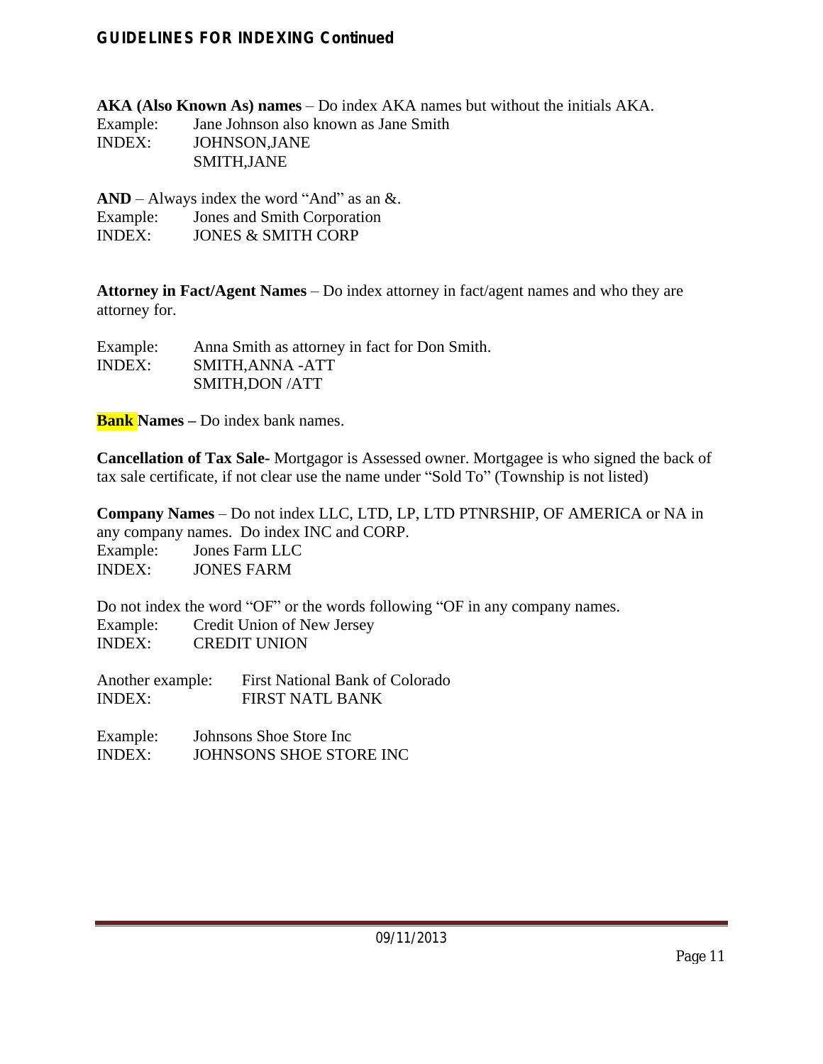## GUIDELINES FOR INDEXING Continued

**AKA (Also Known As) names** – Do index AKA names but without the initials AKA.

Example: Jane Johnson also known as Jane Smith
INDEX: JOHNSON,JANE
SMITH,JANE

**AND** – Always index the word "And" as an &.

Example: Jones and Smith Corporation
INDEX: JONES & SMITH CORP

**Attorney in Fact/Agent Names** – Do index attorney in fact/agent names and who they are attorney for.

Example: Anna Smith as attorney in fact for Don Smith.
INDEX: SMITH,ANNA -ATT
SMITH,DON /ATT

**Bank Names –** Do index bank names.

**Cancellation of Tax Sale-** Mortgagor is Assessed owner. Mortgagee is who signed the back of tax sale certificate, if not clear use the name under "Sold To" (Township is not listed)

**Company Names** – Do not index LLC, LTD, LP, LTD PTNRSHIP, OF AMERICA or NA in any company names. Do index INC and CORP.

Example: Jones Farm LLC
INDEX: JONES FARM

Do not index the word "OF" or the words following "OF in any company names.

Example: Credit Union of New Jersey
INDEX: CREDIT UNION

Another example: First National Bank of Colorado
INDEX: FIRST NATL BANK

Example: Johnsons Shoe Store Inc
INDEX: JOHNSONS SHOE STORE INC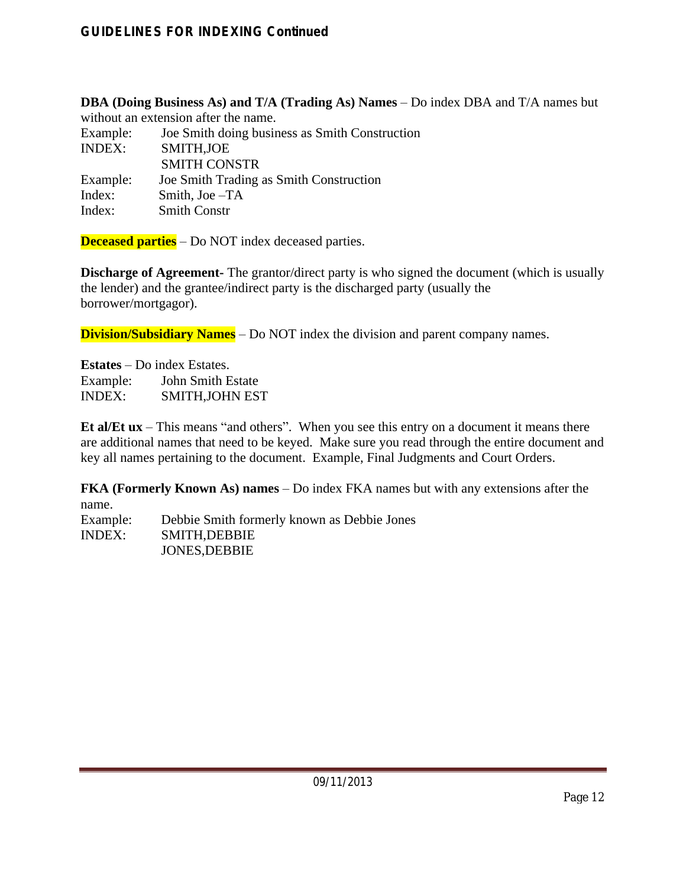**DBA (Doing Business As) and T/A (Trading As) Names** – Do index DBA and T/A names but without an extension after the name.

Example: Joe Smith doing business as Smith Construction
INDEX: SMITH,JOE
SMITH CONSTR

Example: Joe Smith Trading as Smith Construction
Index: Smith, Joe –TA
Index: Smith Constr

**Deceased parties** – Do NOT index deceased parties.

**Discharge of Agreement-** The grantor/direct party is who signed the document (which is usually the lender) and the grantee/indirect party is the discharged party (usually the borrower/mortgagor).

**Division/Subsidiary Names** – Do NOT index the division and parent company names.

**Estates** – Do index Estates.

Example: John Smith Estate
INDEX: SMITH,JOHN EST

**Et al/Et ux** – This means "and others". When you see this entry on a document it means there are additional names that need to be keyed. Make sure you read through the entire document and key all names pertaining to the document. Example, Final Judgments and Court Orders.

**FKA (Formerly Known As) names** – Do index FKA names but with any extensions after the name.

Example: Debbie Smith formerly known as Debbie Jones
INDEX: SMITH,DEBBIE
JONES,DEBBIE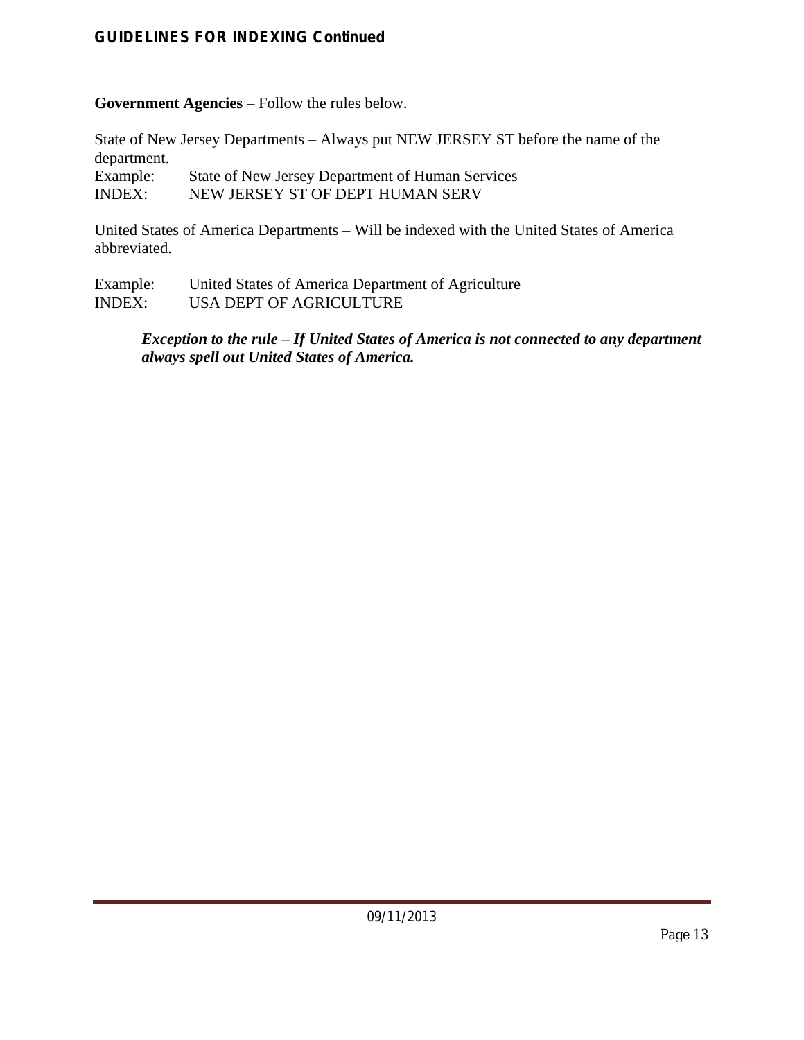**Government Agencies** – Follow the rules below.

State of New Jersey Departments – Always put NEW JERSEY ST before the name of the department.

Example: State of New Jersey Department of Human Services
INDEX: NEW JERSEY ST OF DEPT HUMAN SERV

United States of America Departments – Will be indexed with the United States of America abbreviated.

Example: United States of America Department of Agriculture
INDEX: USA DEPT OF AGRICULTURE

> ***Exception to the rule – If United States of America is not connected to any department always spell out United States of America.***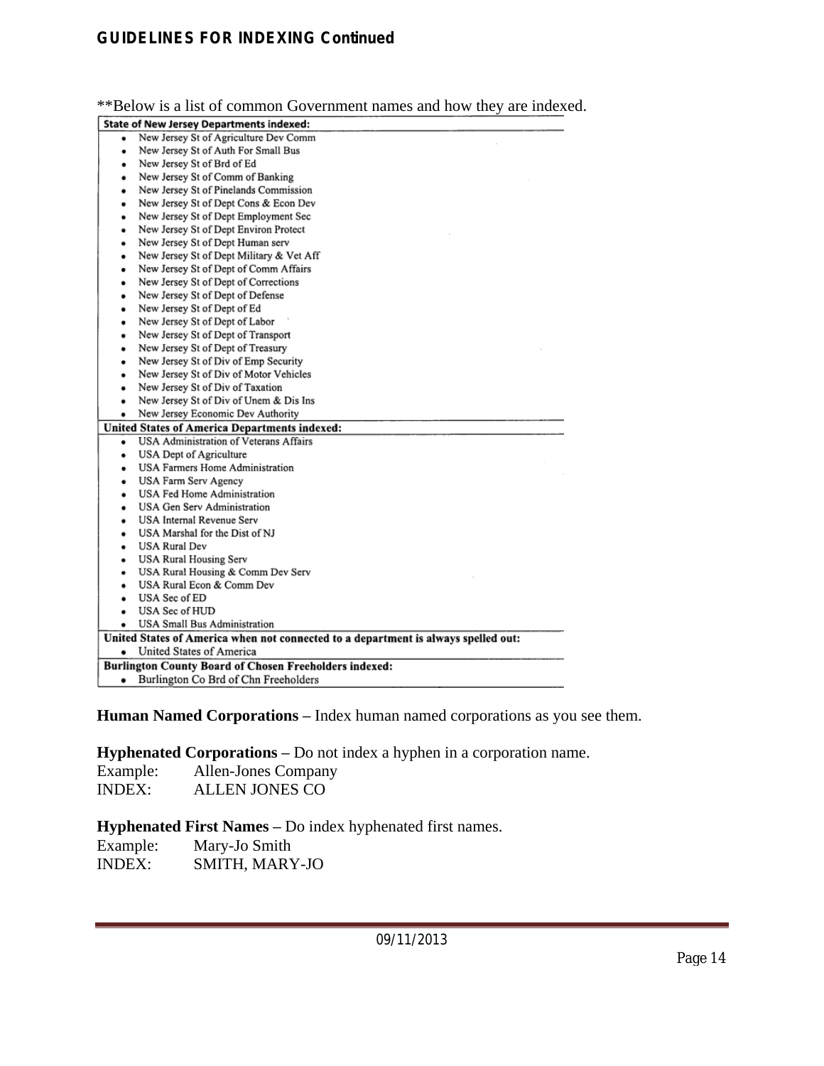## GUIDELINES FOR INDEXING Continued

**Below is a list of common Government names and how they are indexed.

**State of New Jersey Departments indexed:**

- New Jersey St of Agriculture Dev Comm
- New Jersey St of Auth For Small Bus
- New Jersey St of Brd of Ed
- New Jersey St of Comm of Banking
- New Jersey St of Pinelands Commission
- New Jersey St of Dept Cons & Econ Dev
- New Jersey St of Dept Employment Sec
- New Jersey St of Dept Environ Protect
- New Jersey St of Dept Human serv
- New Jersey St of Dept Military & Vet Aff
- New Jersey St of Dept of Comm Affairs
- New Jersey St of Dept of Corrections
- New Jersey St of Dept of Defense
- New Jersey St of Dept of Ed
- New Jersey St of Dept of Labor
- New Jersey St of Dept of Transport
- New Jersey St of Dept of Treasury
- New Jersey St of Div of Emp Security
- New Jersey St of Div of Motor Vehicles
- New Jersey St of Div of Taxation
- New Jersey St of Div of Unem & Dis Ins
- New Jersey Economic Dev Authority

**United States of America Departments indexed:**

- USA Administration of Veterans Affairs
- USA Dept of Agriculture
- USA Farmers Home Administration
- USA Farm Serv Agency
- USA Fed Home Administration
- USA Gen Serv Administration
- USA Internal Revenue Serv
- USA Marshal for the Dist of NJ
- USA Rural Dev
- USA Rural Housing Serv
- USA Rural Housing & Comm Dev Serv
- USA Rural Econ & Comm Dev
- USA Sec of ED
- USA Sec of HUD
- USA Small Bus Administration

**United States of America when not connected to a department is always spelled out:**

- United States of America

**Burlington County Board of Chosen Freeholders indexed:**

- Burlington Co Brd of Chn Freeholders

**Human Named Corporations –** Index human named corporations as you see them.

**Hyphenated Corporations –** Do not index a hyphen in a corporation name.

Example: Allen-Jones Company
INDEX: ALLEN JONES CO

**Hyphenated First Names –** Do index hyphenated first names.

Example: Mary-Jo Smith
INDEX: SMITH, MARY-JO

09/11/2013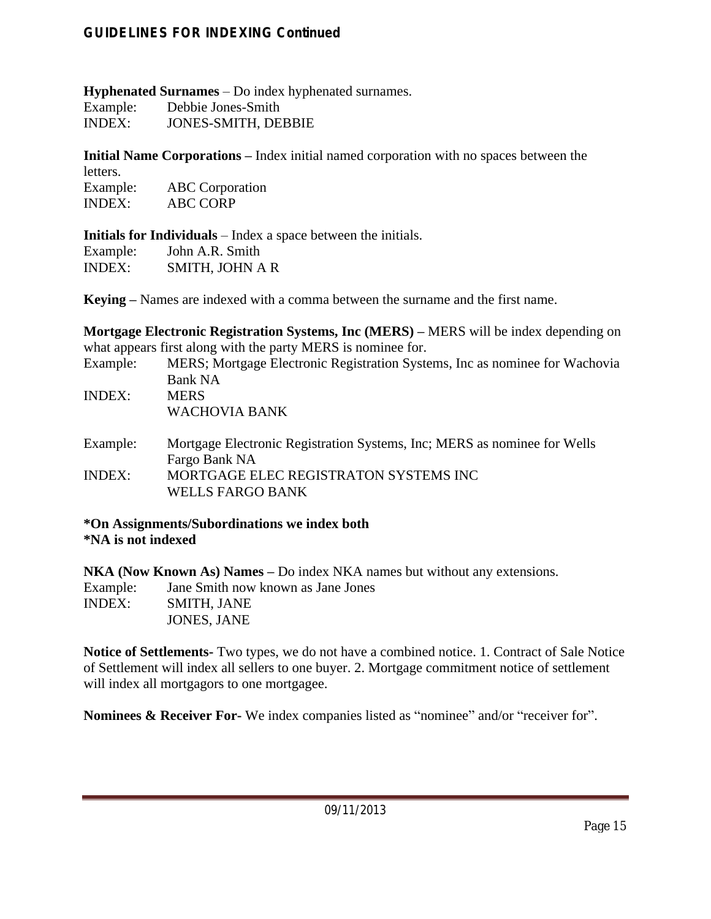## GUIDELINES FOR INDEXING Continued

**Hyphenated Surnames** – Do index hyphenated surnames.
Example: Debbie Jones-Smith
INDEX: JONES-SMITH, DEBBIE

**Initial Name Corporations –** Index initial named corporation with no spaces between the letters.
Example: ABC Corporation
INDEX: ABC CORP

**Initials for Individuals** – Index a space between the initials.
Example: John A.R. Smith
INDEX: SMITH, JOHN A R

**Keying –** Names are indexed with a comma between the surname and the first name.

**Mortgage Electronic Registration Systems, Inc (MERS) –** MERS will be index depending on what appears first along with the party MERS is nominee for.
Example: MERS; Mortgage Electronic Registration Systems, Inc as nominee for Wachovia Bank NA
INDEX: MERS
WACHOVIA BANK

Example: Mortgage Electronic Registration Systems, Inc; MERS as nominee for Wells Fargo Bank NA
INDEX: MORTGAGE ELEC REGISTRATON SYSTEMS INC
WELLS FARGO BANK

**\*On Assignments/Subordinations we index both**
**\*NA is not indexed**

**NKA (Now Known As) Names –** Do index NKA names but without any extensions.
Example: Jane Smith now known as Jane Jones
INDEX: SMITH, JANE
JONES, JANE

**Notice of Settlements-** Two types, we do not have a combined notice. 1. Contract of Sale Notice of Settlement will index all sellers to one buyer. 2. Mortgage commitment notice of settlement will index all mortgagors to one mortgagee.

**Nominees & Receiver For-** We index companies listed as "nominee" and/or "receiver for".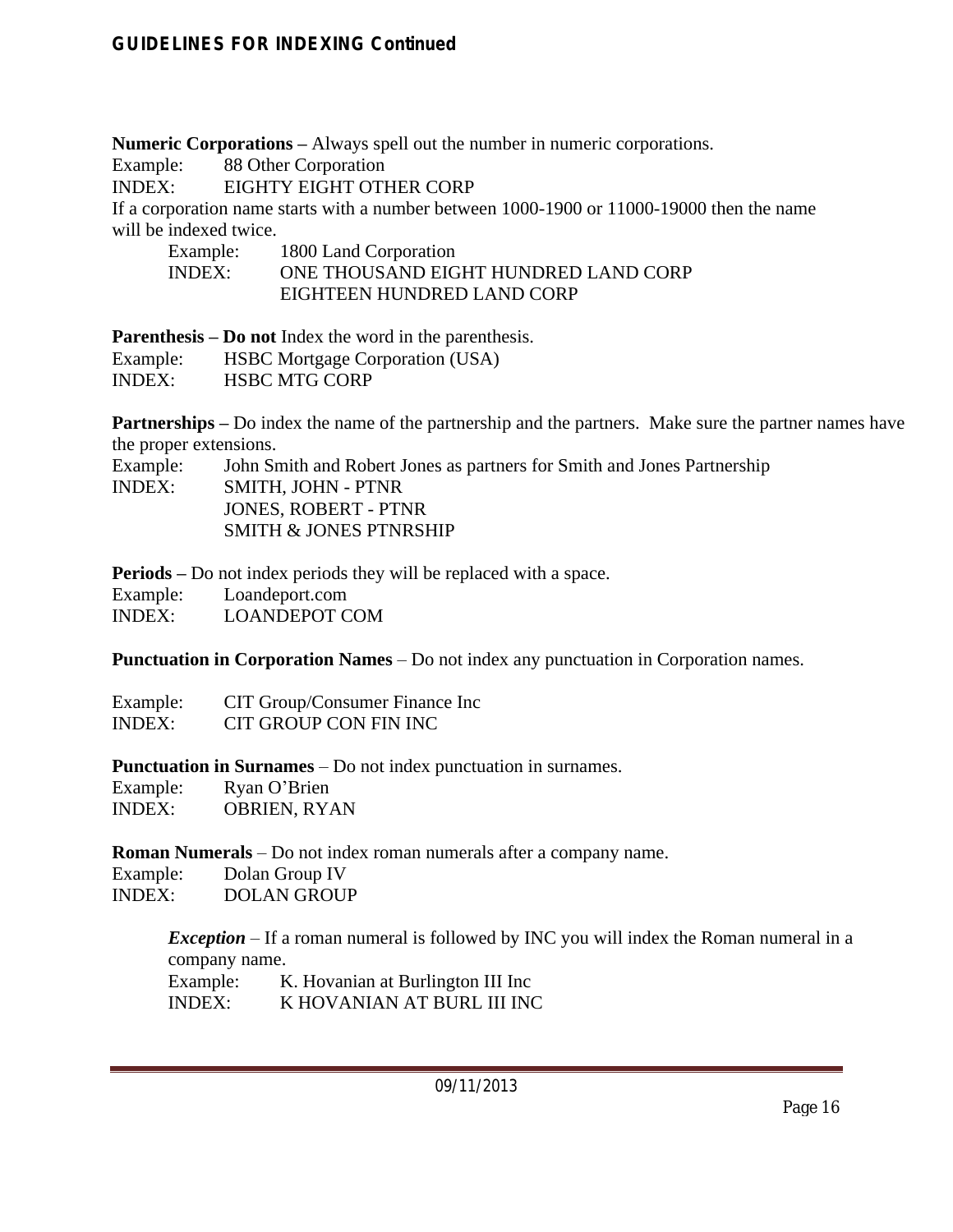## GUIDELINES FOR INDEXING Continued

**Numeric Corporations –** Always spell out the number in numeric corporations.

Example: 88 Other Corporation
INDEX: EIGHTY EIGHT OTHER CORP

If a corporation name starts with a number between 1000-1900 or 11000-19000 then the name will be indexed twice.

> Example: 1800 Land Corporation
> INDEX: ONE THOUSAND EIGHT HUNDRED LAND CORP
> EIGHTEEN HUNDRED LAND CORP

**Parenthesis – Do not** Index the word in the parenthesis.

Example: HSBC Mortgage Corporation (USA)
INDEX: HSBC MTG CORP

**Partnerships –** Do index the name of the partnership and the partners. Make sure the partner names have the proper extensions.

Example: John Smith and Robert Jones as partners for Smith and Jones Partnership
INDEX: SMITH, JOHN - PTNR
JONES, ROBERT - PTNR
SMITH & JONES PTNRSHIP

**Periods –** Do not index periods they will be replaced with a space.

Example: Loandeport.com
INDEX: LOANDEPOT COM

**Punctuation in Corporation Names** – Do not index any punctuation in Corporation names.

Example: CIT Group/Consumer Finance Inc
INDEX: CIT GROUP CON FIN INC

**Punctuation in Surnames** – Do not index punctuation in surnames.

Example: Ryan O'Brien
INDEX: OBRIEN, RYAN

**Roman Numerals** – Do not index roman numerals after a company name.

Example: Dolan Group IV
INDEX: DOLAN GROUP

> ***Exception*** – If a roman numeral is followed by INC you will index the Roman numeral in a company name.
> Example: K. Hovanian at Burlington III Inc
> INDEX: K HOVANIAN AT BURL III INC

09/11/2013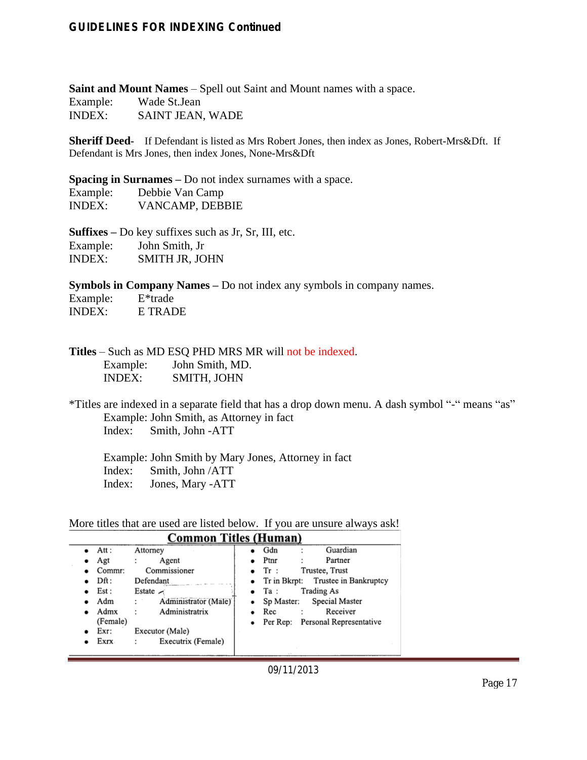**GUIDELINES FOR INDEXING Continued**

**Saint and Mount Names** – Spell out Saint and Mount names with a space.
Example: Wade St.Jean
INDEX: SAINT JEAN, WADE

**Sheriff Deed**- If Defendant is listed as Mrs Robert Jones, then index as Jones, Robert-Mrs&Dft. If Defendant is Mrs Jones, then index Jones, None-Mrs&Dft

**Spacing in Surnames** – Do not index surnames with a space.
Example: Debbie Van Camp
INDEX: VANCAMP, DEBBIE

**Suffixes** – Do key suffixes such as Jr, Sr, III, etc.
Example: John Smith, Jr
INDEX: SMITH JR, JOHN

**Symbols in Company Names** – Do not index any symbols in company names.
Example: E*trade
INDEX: E TRADE

**Titles** – Such as MD ESQ PHD MRS MR will not be indexed.
Example: John Smith, MD.
INDEX: SMITH, JOHN

*Titles are indexed in a separate field that has a drop down menu. A dash symbol "-" means "as"
Example: John Smith, as Attorney in fact
Index: Smith, John -ATT

Example: John Smith by Mary Jones, Attorney in fact
Index: Smith, John /ATT
Index: Jones, Mary -ATT

More titles that are used are listed below. If you are unsure always ask!

**Common Titles (Human)**

| | |
|---|---|
| Att : Attorney | Gdn : Guardian |
| Agt : Agent | Ptnr : Partner |
| Commr: Commissioner | Tr : Trustee, Trust |
| Dft : Defendant | Tr in Bkrpt: Trustee in Bankruptcy |
| Est : Estate | Ta : Trading As |
| Adm : Administrator (Male) | Sp Master: Special Master |
| Admx (Female) : Administratrix | Rec : Receiver |
| Exr: Executor (Male) | Per Rep: Personal Representative |
| Exrx : Executrix (Female) | |

09/11/2013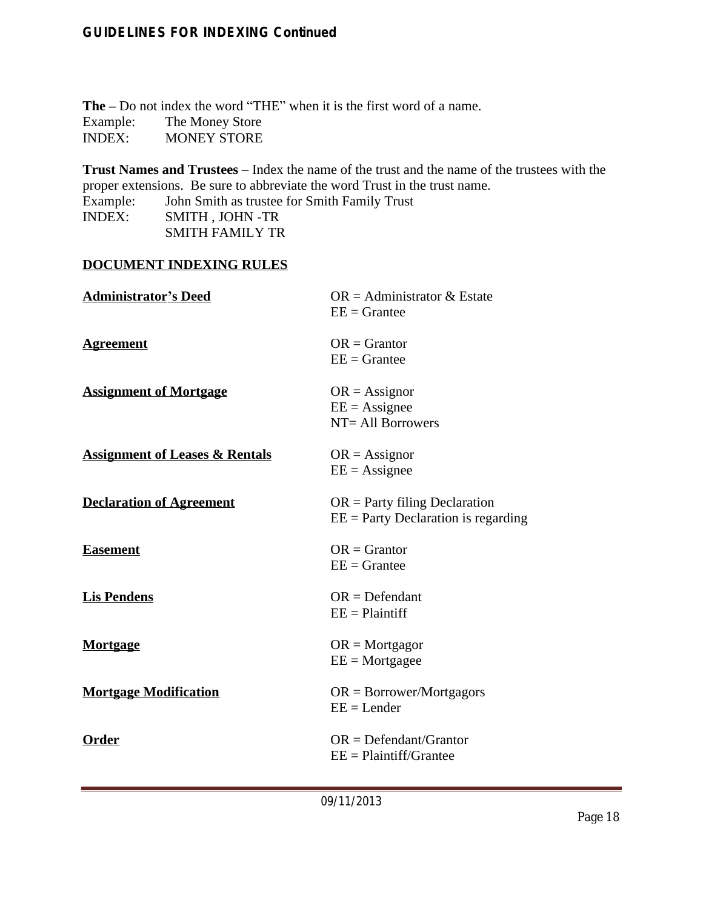**The –** Do not index the word "THE" when it is the first word of a name.
Example: The Money Store
INDEX: MONEY STORE

**Trust Names and Trustees** – Index the name of the trust and the name of the trustees with the proper extensions. Be sure to abbreviate the word Trust in the trust name.
Example: John Smith as trustee for Smith Family Trust
INDEX: SMITH , JOHN -TR
SMITH FAMILY TR

**DOCUMENT INDEXING RULES**

**Administrator's Deed**
OR = Administrator & Estate
EE = Grantee

**Agreement**
OR = Grantor
EE = Grantee

**Assignment of Mortgage**
OR = Assignor
EE = Assignee
NT= All Borrowers

**Assignment of Leases & Rentals**
OR = Assignor
EE = Assignee

**Declaration of Agreement**
OR = Party filing Declaration
EE = Party Declaration is regarding

**Easement**
OR = Grantor
EE = Grantee

**Lis Pendens**
OR = Defendant
EE = Plaintiff

**Mortgage**
OR = Mortgagor
EE = Mortgagee

**Mortgage Modification**
OR = Borrower/Mortgagors
EE = Lender

**Order**
OR = Defendant/Grantor
EE = Plaintiff/Grantee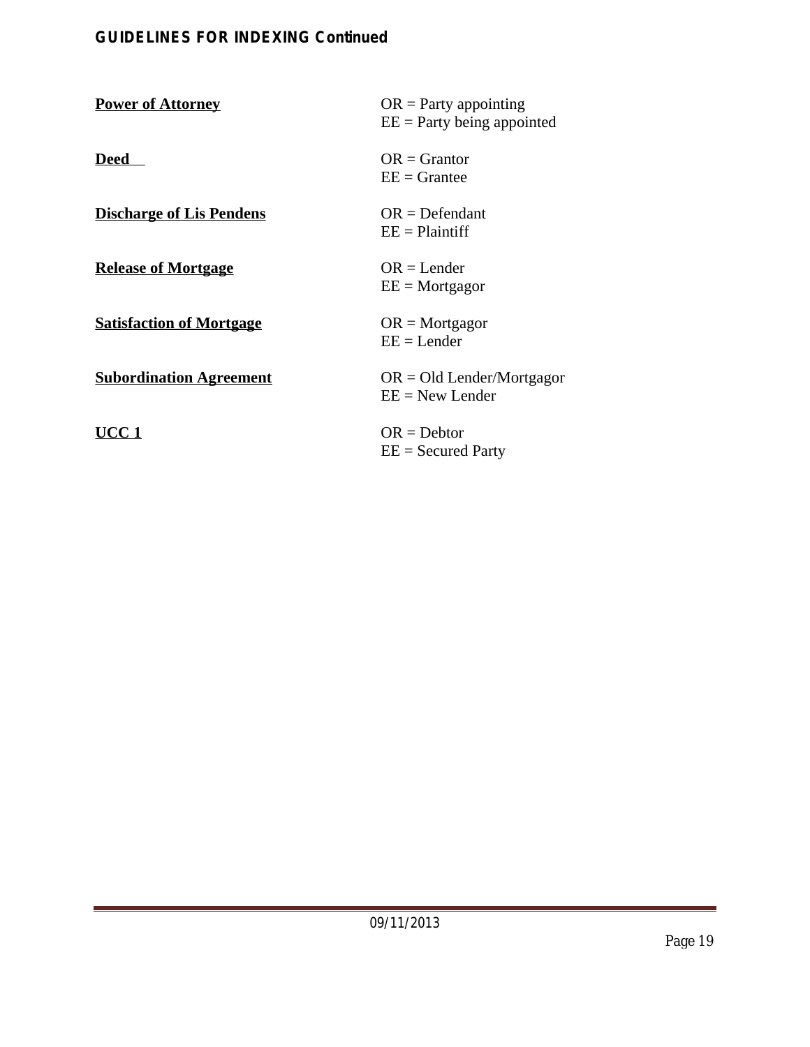## GUIDELINES FOR INDEXING Continued

**Power of Attorney**
OR = Party appointing
EE = Party being appointed

**Deed**
OR = Grantor
EE = Grantee

**Discharge of Lis Pendens**
OR = Defendant
EE = Plaintiff

**Release of Mortgage**
OR = Lender
EE = Mortgagor

**Satisfaction of Mortgage**
OR = Mortgagor
EE = Lender

**Subordination Agreement**
OR = Old Lender/Mortgagor
EE = New Lender

**UCC 1**
OR = Debtor
EE = Secured Party